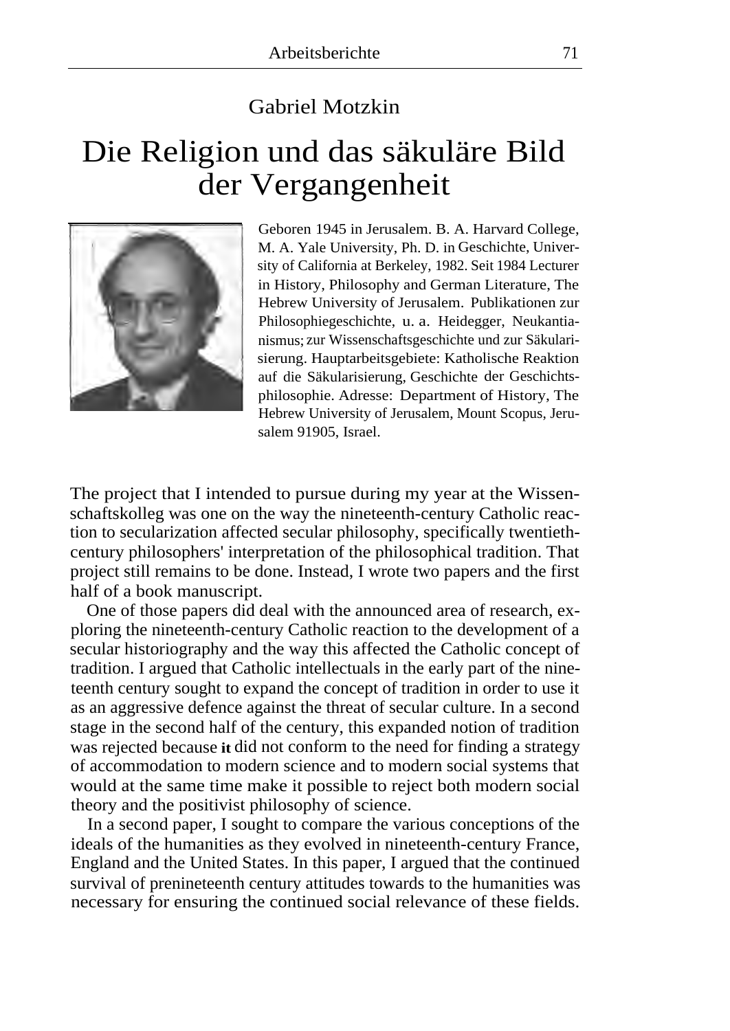Gabriel Motzkin

# Die Religion und das säkuläre Bild der Vergangenheit

Geboren 1945 in Jerusalem. B. A. Harvard College, M. A. Yale University, Ph. D. in Geschichte, University of California at Berkeley, 1982. Seit 1984 Lecturer in History, Philosophy and German Literature, The Hebrew University of Jerusalem. Publikationen zur Philosophiegeschichte, u. a. Heidegger, Neukantianismus; zur Wissenschaftsgeschichte und zur Säkularisierung. Hauptarbeitsgebiete: Katholische Reaktion auf die Säkularisierung, Geschichte der Geschichtsphilosophie. Adresse: Department of History, The Hebrew University of Jerusalem, Mount Scopus, Jerusalem 91905, Israel.

The project that I intended to pursue during my year at the Wissenschaftskolleg was one on the way the nineteenth-century Catholic reaction to secularization affected secular philosophy, specifically twentieth-century philosophers' interpretation of the philosophical tradition. That project still remains to be done. Instead, I wrote two papers and the first half of a book manuscript.

One of those papers did deal with the announced area of research, exploring the nineteenth-century Catholic reaction to the development of a secular historiography and the way this affected the Catholic concept of tradition. I argued that Catholic intellectuals in the early part of the nineteenth century sought to expand the concept of tradition in order to use it as an aggressive defence against the threat of secular culture. In a second stage in the second half of the century, this expanded notion of tradition was rejected because it did not conform to the need for finding a strategy of accommodation to modern science and to modern social systems that would at the same time make it possible to reject both modern social theory and the positivist philosophy of science.

In a second paper, I sought to compare the various conceptions of the ideals of the humanities as they evolved in nineteenth-century France, England and the United States. In this paper, I argued that the continued survival of prenineteenth century attitudes towards to the humanities was necessary for ensuring the continued social relevance of these fields.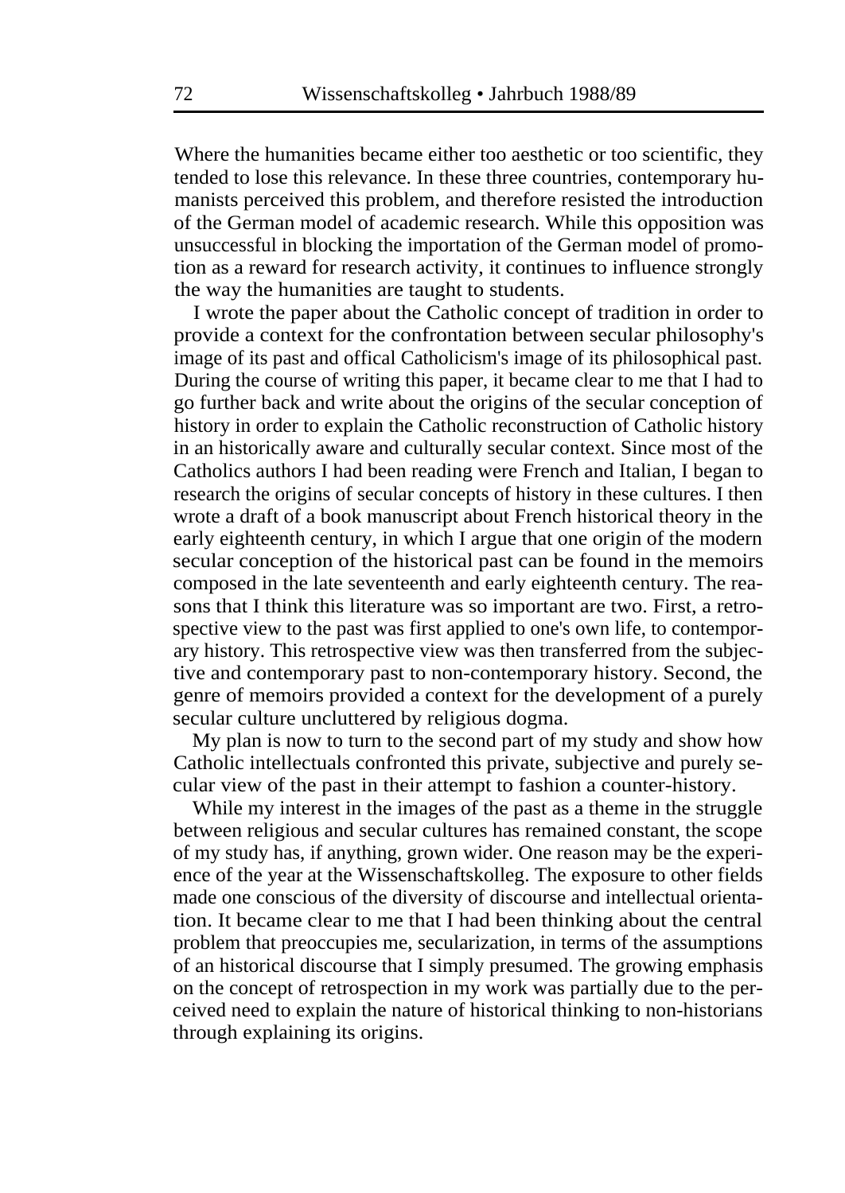Where the humanities became either too aesthetic or too scientific, they tended to lose this relevance. In these three countries, contemporary humanists perceived this problem, and therefore resisted the introduction of the German model of academic research. While this opposition was unsuccessful in blocking the importation of the German model of promotion as a reward for research activity, it continues to influence strongly the way the humanities are taught to students.

I wrote the paper about the Catholic concept of tradition in order to provide a context for the confrontation between secular philosophy's image of its past and offical Catholicism's image of its philosophical past. During the course of writing this paper, it became clear to me that I had to go further back and write about the origins of the secular conception of history in order to explain the Catholic reconstruction of Catholic history in an historically aware and culturally secular context. Since most of the Catholics authors I had been reading were French and Italian, I began to research the origins of secular concepts of history in these cultures. I then wrote a draft of a book manuscript about French historical theory in the early eighteenth century, in which I argue that one origin of the modern secular conception of the historical past can be found in the memoirs composed in the late seventeenth and early eighteenth century. The reasons that I think this literature was so important are two. First, a retrospective view to the past was first applied to one's own life, to contemporary history. This retrospective view was then transferred from the subjective and contemporary past to non-contemporary history. Second, the genre of memoirs provided a context for the development of a purely secular culture uncluttered by religious dogma.

My plan is now to turn to the second part of my study and show how Catholic intellectuals confronted this private, subjective and purely secular view of the past in their attempt to fashion a counter-history.

While my interest in the images of the past as a theme in the struggle between religious and secular cultures has remained constant, the scope of my study has, if anything, grown wider. One reason may be the experience of the year at the Wissenschaftskolleg. The exposure to other fields made one conscious of the diversity of discourse and intellectual orientation. It became clear to me that I had been thinking about the central problem that preoccupies me, secularization, in terms of the assumptions of an historical discourse that I simply presumed. The growing emphasis on the concept of retrospection in my work was partially due to the perceived need to explain the nature of historical thinking to non-historians through explaining its origins.